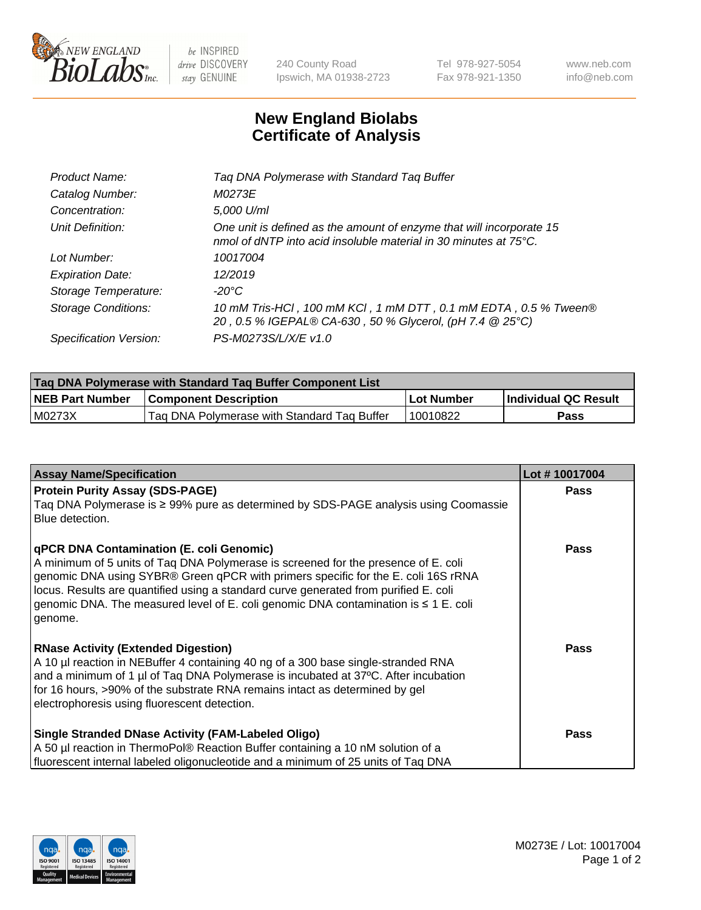New England BioLabs Inc. — be INSPIRED drive DISCOVERY stay GENUINE

240 County Road
Ipswich, MA 01938-2723

Tel 978-927-5054
Fax 978-921-1350

www.neb.com
info@neb.com

# New England Biolabs
# Certificate of Analysis

| | |
|---|---|
| *Product Name:* | *Taq DNA Polymerase with Standard Taq Buffer* |
| *Catalog Number:* | *M0273E* |
| *Concentration:* | *5,000 U/ml* |
| *Unit Definition:* | *One unit is defined as the amount of enzyme that will incorporate 15 nmol of dNTP into acid insoluble material in 30 minutes at 75°C.* |
| *Lot Number:* | *10017004* |
| *Expiration Date:* | *12/2019* |
| *Storage Temperature:* | *-20°C* |
| *Storage Conditions:* | *10 mM Tris-HCl , 100 mM KCl , 1 mM DTT , 0.1 mM EDTA , 0.5 % Tween® 20 , 0.5 % IGEPAL® CA-630 , 50 % Glycerol, (pH 7.4 @ 25°C)* |
| *Specification Version:* | *PS-M0273S/L/X/E v1.0* |

| Taq DNA Polymerase with Standard Taq Buffer Component List | | | |
|---|---|---|---|
| **NEB Part Number** | **Component Description** | **Lot Number** | **Individual QC Result** |
| M0273X | Taq DNA Polymerase with Standard Taq Buffer | 10010822 | **Pass** |

| Assay Name/Specification | Lot # 10017004 |
|---|---|
| **Protein Purity Assay (SDS-PAGE)**<br>Taq DNA Polymerase is ≥ 99% pure as determined by SDS-PAGE analysis using Coomassie Blue detection. | **Pass** |
| **qPCR DNA Contamination (E. coli Genomic)**<br>A minimum of 5 units of Taq DNA Polymerase is screened for the presence of E. coli genomic DNA using SYBR® Green qPCR with primers specific for the E. coli 16S rRNA locus. Results are quantified using a standard curve generated from purified E. coli genomic DNA. The measured level of E. coli genomic DNA contamination is ≤ 1 E. coli genome. | **Pass** |
| **RNase Activity (Extended Digestion)**<br>A 10 µl reaction in NEBuffer 4 containing 40 ng of a 300 base single-stranded RNA and a minimum of 1 µl of Taq DNA Polymerase is incubated at 37ºC. After incubation for 16 hours, >90% of the substrate RNA remains intact as determined by gel electrophoresis using fluorescent detection. | **Pass** |
| **Single Stranded DNase Activity (FAM-Labeled Oligo)**<br>A 50 µl reaction in ThermoPol® Reaction Buffer containing a 10 nM solution of a fluorescent internal labeled oligonucleotide and a minimum of 25 units of Taq DNA | **Pass** |

M0273E / Lot: 10017004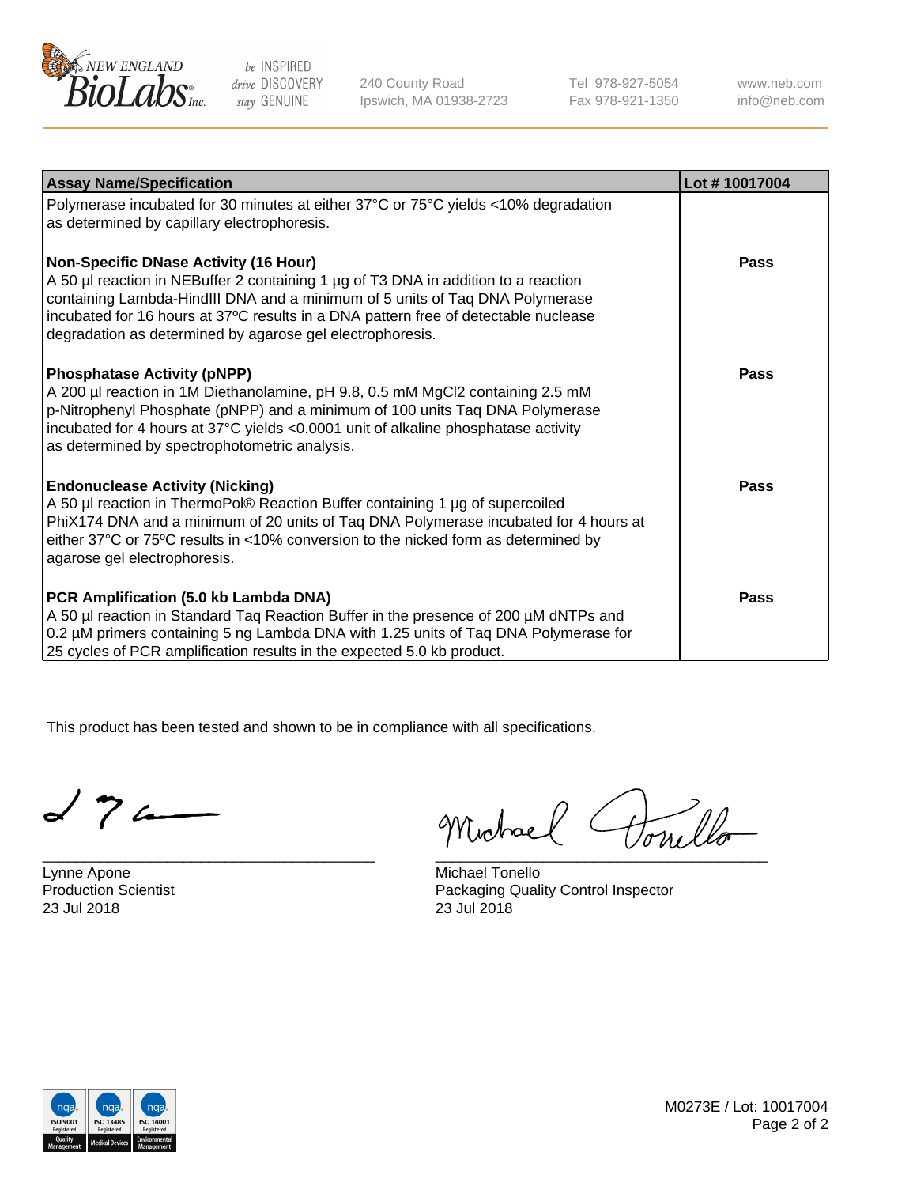| Assay Name/Specification | Lot # 10017004 |
| --- | --- |
| Polymerase incubated for 30 minutes at either 37°C or 75°C yields <10% degradation as determined by capillary electrophoresis. | |
| **Non-Specific DNase Activity (16 Hour)**<br>A 50 µl reaction in NEBuffer 2 containing 1 µg of T3 DNA in addition to a reaction containing Lambda-HindIII DNA and a minimum of 5 units of Taq DNA Polymerase incubated for 16 hours at 37ºC results in a DNA pattern free of detectable nuclease degradation as determined by agarose gel electrophoresis. | **Pass** |
| **Phosphatase Activity (pNPP)**<br>A 200 µl reaction in 1M Diethanolamine, pH 9.8, 0.5 mM MgCl2 containing 2.5 mM p-Nitrophenyl Phosphate (pNPP) and a minimum of 100 units Taq DNA Polymerase incubated for 4 hours at 37°C yields <0.0001 unit of alkaline phosphatase activity as determined by spectrophotometric analysis. | **Pass** |
| **Endonuclease Activity (Nicking)**<br>A 50 µl reaction in ThermoPol® Reaction Buffer containing 1 µg of supercoiled PhiX174 DNA and a minimum of 20 units of Taq DNA Polymerase incubated for 4 hours at either 37°C or 75ºC results in <10% conversion to the nicked form as determined by agarose gel electrophoresis. | **Pass** |
| **PCR Amplification (5.0 kb Lambda DNA)**<br>A 50 µl reaction in Standard Taq Reaction Buffer in the presence of 200 µM dNTPs and 0.2 µM primers containing 5 ng Lambda DNA with 1.25 units of Taq DNA Polymerase for 25 cycles of PCR amplification results in the expected 5.0 kb product. | **Pass** |

This product has been tested and shown to be in compliance with all specifications.

Lynne Apone
Production Scientist
23 Jul 2018

Michael Tonello
Packaging Quality Control Inspector
23 Jul 2018

M0273E / Lot: 10017004